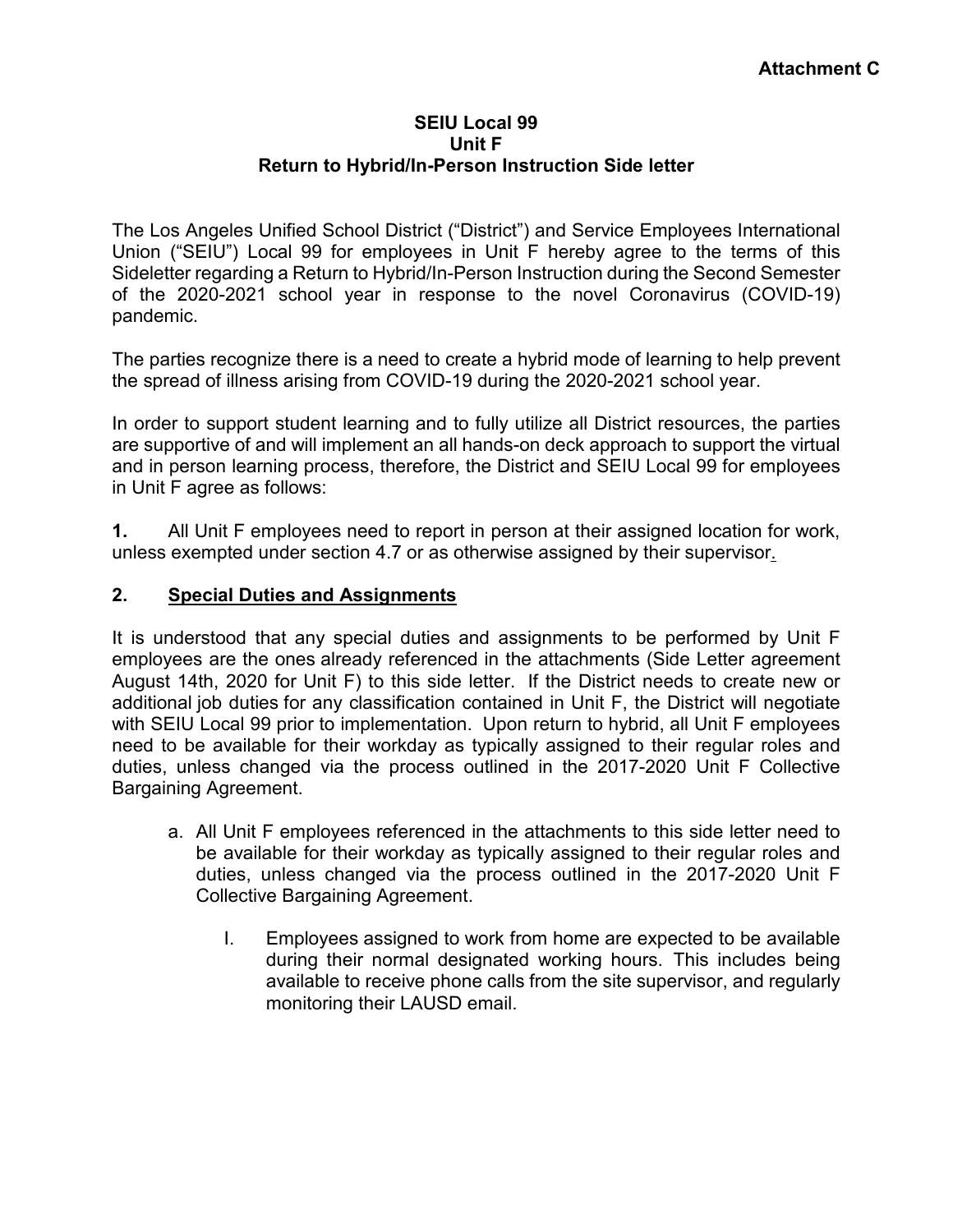**Attachment C**

**SEIU Local 99**
**Unit F**
**Return to Hybrid/In-Person Instruction Side letter**

The Los Angeles Unified School District ("District") and Service Employees International Union ("SEIU") Local 99 for employees in Unit F hereby agree to the terms of this Sideletter regarding a Return to Hybrid/In-Person Instruction during the Second Semester of the 2020-2021 school year in response to the novel Coronavirus (COVID-19) pandemic.

The parties recognize there is a need to create a hybrid mode of learning to help prevent the spread of illness arising from COVID-19 during the 2020-2021 school year.

In order to support student learning and to fully utilize all District resources, the parties are supportive of and will implement an all hands-on deck approach to support the virtual and in person learning process, therefore, the District and SEIU Local 99 for employees in Unit F agree as follows:

**1.** All Unit F employees need to report in person at their assigned location for work, unless exempted under section 4.7 or as otherwise assigned by their supervisor.

**2. Special Duties and Assignments**

It is understood that any special duties and assignments to be performed by Unit F employees are the ones already referenced in the attachments (Side Letter agreement August 14th, 2020 for Unit F) to this side letter. If the District needs to create new or additional job duties for any classification contained in Unit F, the District will negotiate with SEIU Local 99 prior to implementation. Upon return to hybrid, all Unit F employees need to be available for their workday as typically assigned to their regular roles and duties, unless changed via the process outlined in the 2017-2020 Unit F Collective Bargaining Agreement.

a. All Unit F employees referenced in the attachments to this side letter need to be available for their workday as typically assigned to their regular roles and duties, unless changed via the process outlined in the 2017-2020 Unit F Collective Bargaining Agreement.

   I. Employees assigned to work from home are expected to be available during their normal designated working hours. This includes being available to receive phone calls from the site supervisor, and regularly monitoring their LAUSD email.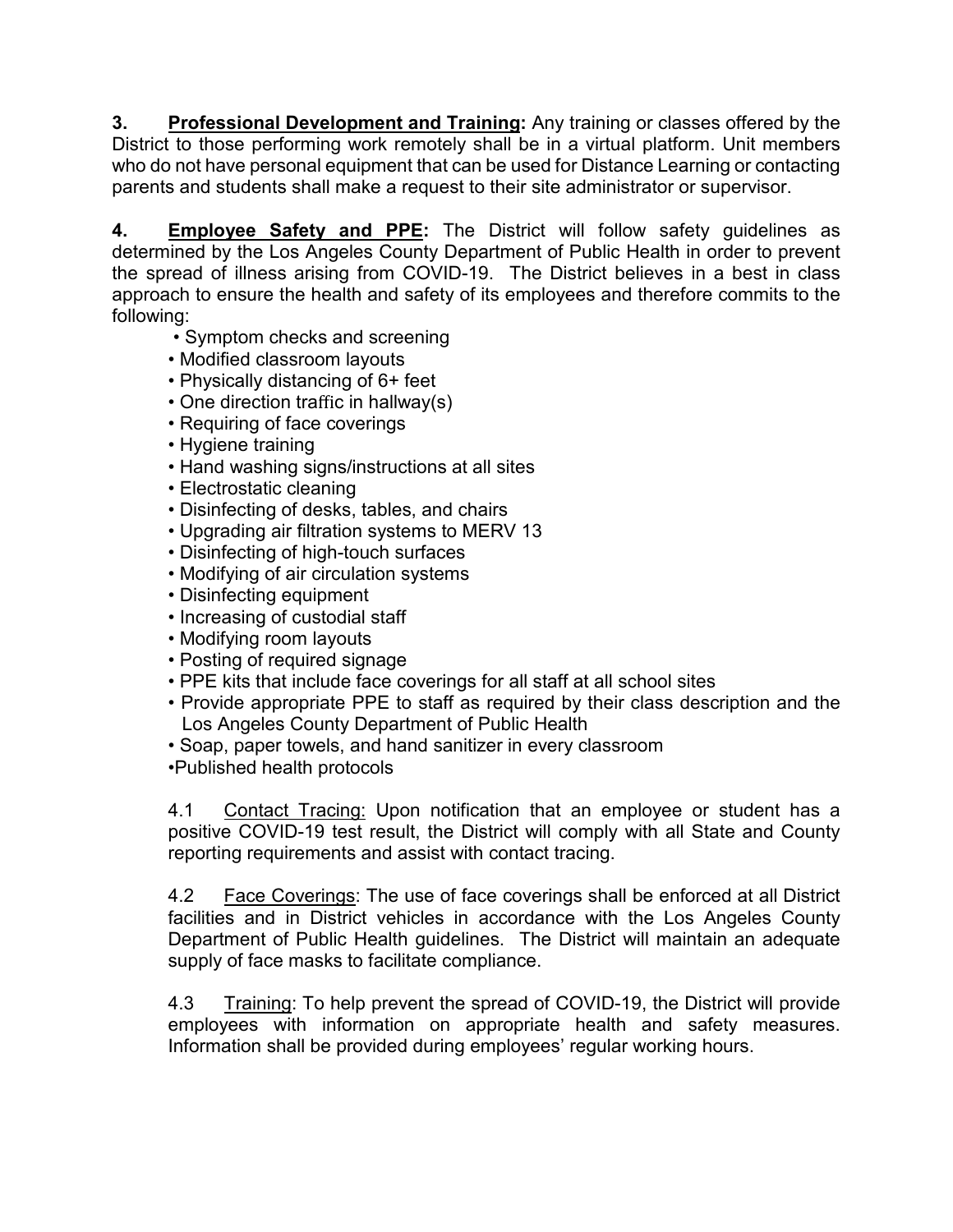**3. Professional Development and Training:** Any training or classes offered by the District to those performing work remotely shall be in a virtual platform. Unit members who do not have personal equipment that can be used for Distance Learning or contacting parents and students shall make a request to their site administrator or supervisor.

**4. Employee Safety and PPE:** The District will follow safety guidelines as determined by the Los Angeles County Department of Public Health in order to prevent the spread of illness arising from COVID-19. The District believes in a best in class approach to ensure the health and safety of its employees and therefore commits to the following:

- Symptom checks and screening
- Modified classroom layouts
- Physically distancing of 6+ feet
- One direction traffic in hallway(s)
- Requiring of face coverings
- Hygiene training
- Hand washing signs/instructions at all sites
- Electrostatic cleaning
- Disinfecting of desks, tables, and chairs
- Upgrading air filtration systems to MERV 13
- Disinfecting of high-touch surfaces
- Modifying of air circulation systems
- Disinfecting equipment
- Increasing of custodial staff
- Modifying room layouts
- Posting of required signage
- PPE kits that include face coverings for all staff at all school sites
- Provide appropriate PPE to staff as required by their class description and the Los Angeles County Department of Public Health
- Soap, paper towels, and hand sanitizer in every classroom
- Published health protocols

4.1 Contact Tracing: Upon notification that an employee or student has a positive COVID-19 test result, the District will comply with all State and County reporting requirements and assist with contact tracing.

4.2 Face Coverings: The use of face coverings shall be enforced at all District facilities and in District vehicles in accordance with the Los Angeles County Department of Public Health guidelines. The District will maintain an adequate supply of face masks to facilitate compliance.

4.3 Training: To help prevent the spread of COVID-19, the District will provide employees with information on appropriate health and safety measures. Information shall be provided during employees' regular working hours.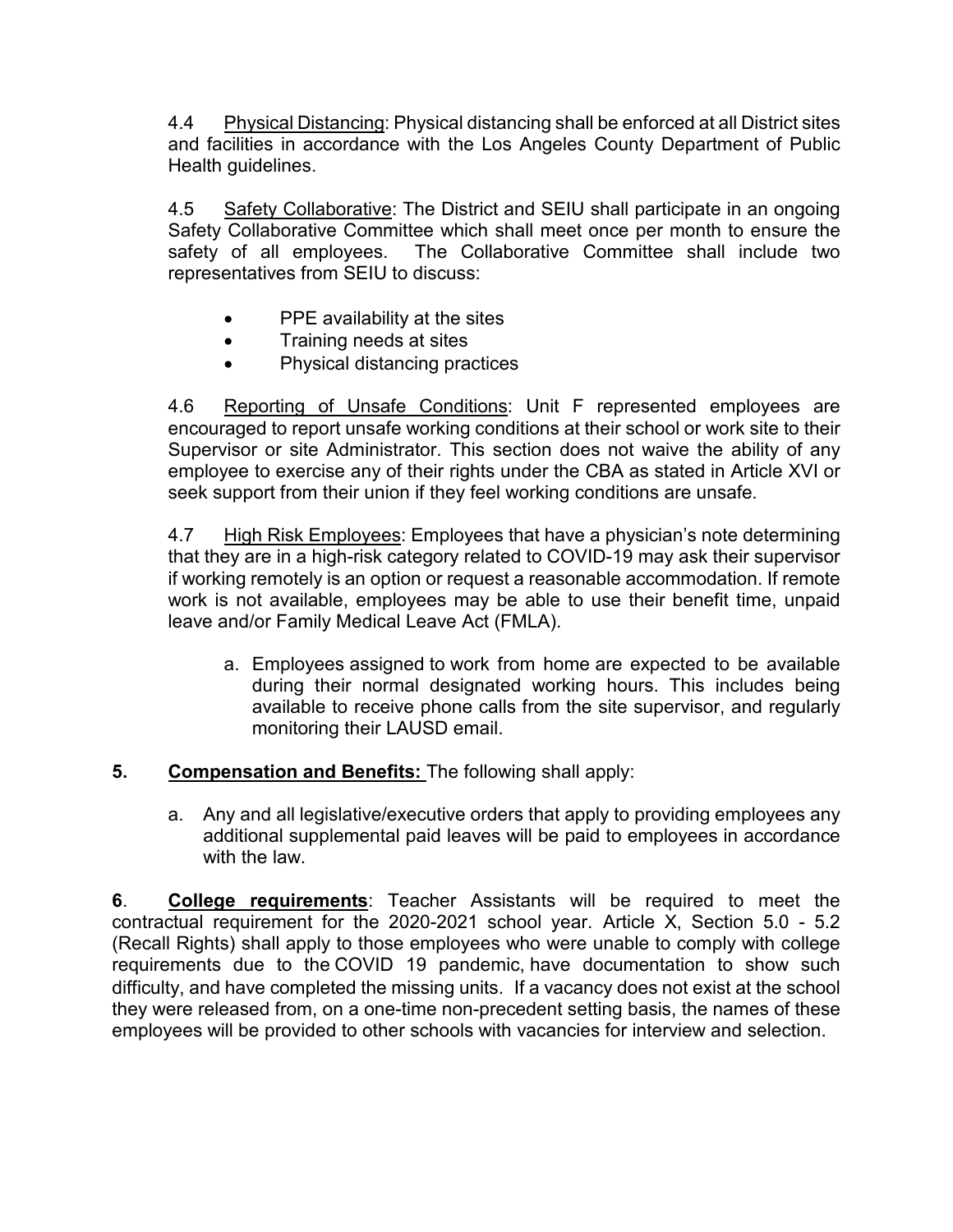4.4 Physical Distancing: Physical distancing shall be enforced at all District sites and facilities in accordance with the Los Angeles County Department of Public Health guidelines.

4.5 Safety Collaborative: The District and SEIU shall participate in an ongoing Safety Collaborative Committee which shall meet once per month to ensure the safety of all employees. The Collaborative Committee shall include two representatives from SEIU to discuss:

- PPE availability at the sites
- Training needs at sites
- Physical distancing practices

4.6 Reporting of Unsafe Conditions: Unit F represented employees are encouraged to report unsafe working conditions at their school or work site to their Supervisor or site Administrator. This section does not waive the ability of any employee to exercise any of their rights under the CBA as stated in Article XVI or seek support from their union if they feel working conditions are unsafe.

4.7 High Risk Employees: Employees that have a physician's note determining that they are in a high-risk category related to COVID-19 may ask their supervisor if working remotely is an option or request a reasonable accommodation. If remote work is not available, employees may be able to use their benefit time, unpaid leave and/or Family Medical Leave Act (FMLA).

a. Employees assigned to work from home are expected to be available during their normal designated working hours. This includes being available to receive phone calls from the site supervisor, and regularly monitoring their LAUSD email.

**5. Compensation and Benefits:** The following shall apply:

a. Any and all legislative/executive orders that apply to providing employees any additional supplemental paid leaves will be paid to employees in accordance with the law.

**6. College requirements**: Teacher Assistants will be required to meet the contractual requirement for the 2020-2021 school year. Article X, Section 5.0 - 5.2 (Recall Rights) shall apply to those employees who were unable to comply with college requirements due to the COVID 19 pandemic, have documentation to show such difficulty, and have completed the missing units. If a vacancy does not exist at the school they were released from, on a one-time non-precedent setting basis, the names of these employees will be provided to other schools with vacancies for interview and selection.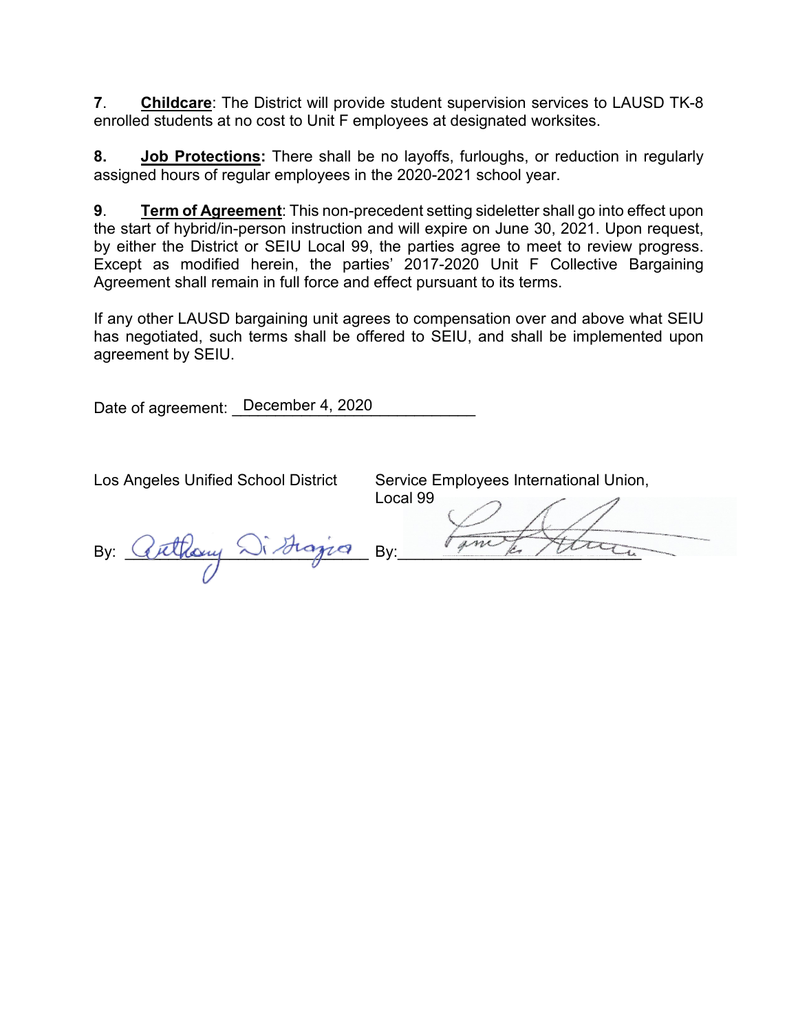**7**. **<u>Childcare</u>**: The District will provide student supervision services to LAUSD TK-8 enrolled students at no cost to Unit F employees at designated worksites.

**8.** **<u>Job Protections</u>:** There shall be no layoffs, furloughs, or reduction in regularly assigned hours of regular employees in the 2020-2021 school year.

**9**. **<u>Term of Agreement</u>**: This non-precedent setting sideletter shall go into effect upon the start of hybrid/in-person instruction and will expire on June 30, 2021. Upon request, by either the District or SEIU Local 99, the parties agree to meet to review progress. Except as modified herein, the parties' 2017-2020 Unit F Collective Bargaining Agreement shall remain in full force and effect pursuant to its terms.

If any other LAUSD bargaining unit agrees to compensation over and above what SEIU has negotiated, such terms shall be offered to SEIU, and shall be implemented upon agreement by SEIU.

Date of agreement: December 4, 2020

| Los Angeles Unified School District | Service Employees International Union, Local 99 |
| --- | --- |
| By: Anthony Di Grazia | By: |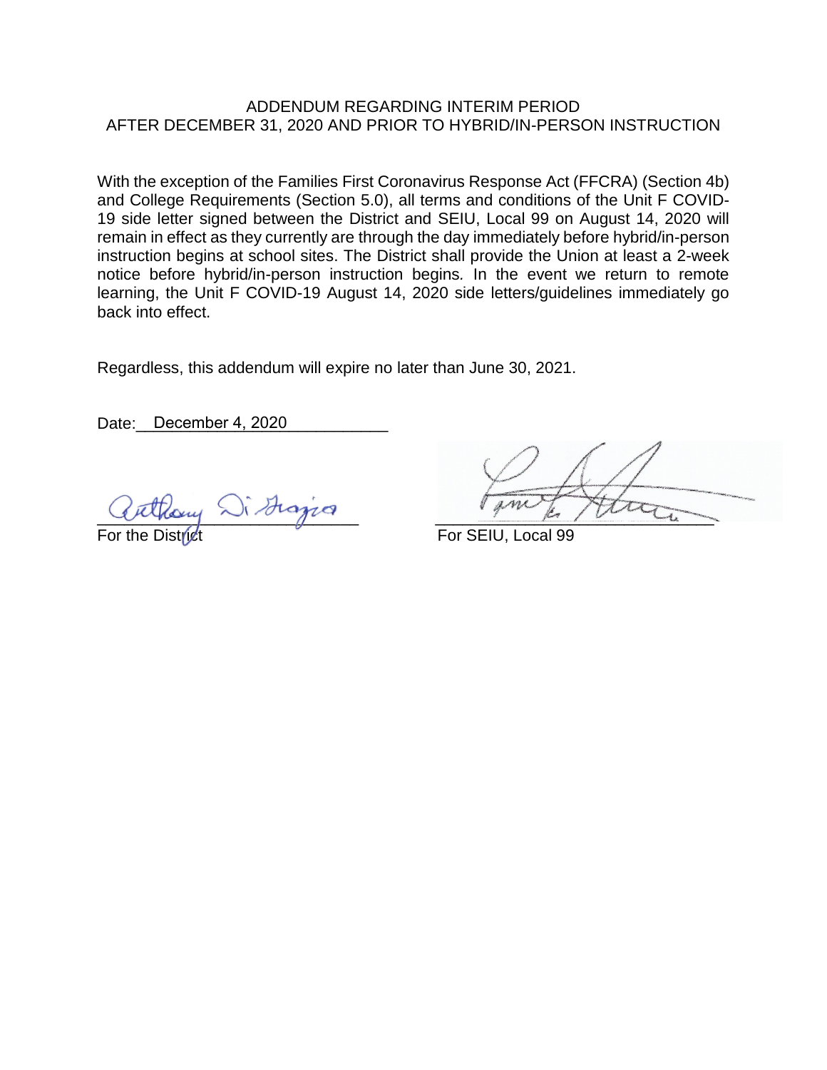# ADDENDUM REGARDING INTERIM PERIOD AFTER DECEMBER 31, 2020 AND PRIOR TO HYBRID/IN-PERSON INSTRUCTION

With the exception of the Families First Coronavirus Response Act (FFCRA) (Section 4b) and College Requirements (Section 5.0), all terms and conditions of the Unit F COVID-19 side letter signed between the District and SEIU, Local 99 on August 14, 2020 will remain in effect as they currently are through the day immediately before hybrid/in-person instruction begins at school sites. The District shall provide the Union at least a 2-week notice before hybrid/in-person instruction begins. In the event we return to remote learning, the Unit F COVID-19 August 14, 2020 side letters/guidelines immediately go back into effect.

Regardless, this addendum will expire no later than June 30, 2021.

Date: December 4, 2020

Anthony Di Grazia

For the District

For SEIU, Local 99